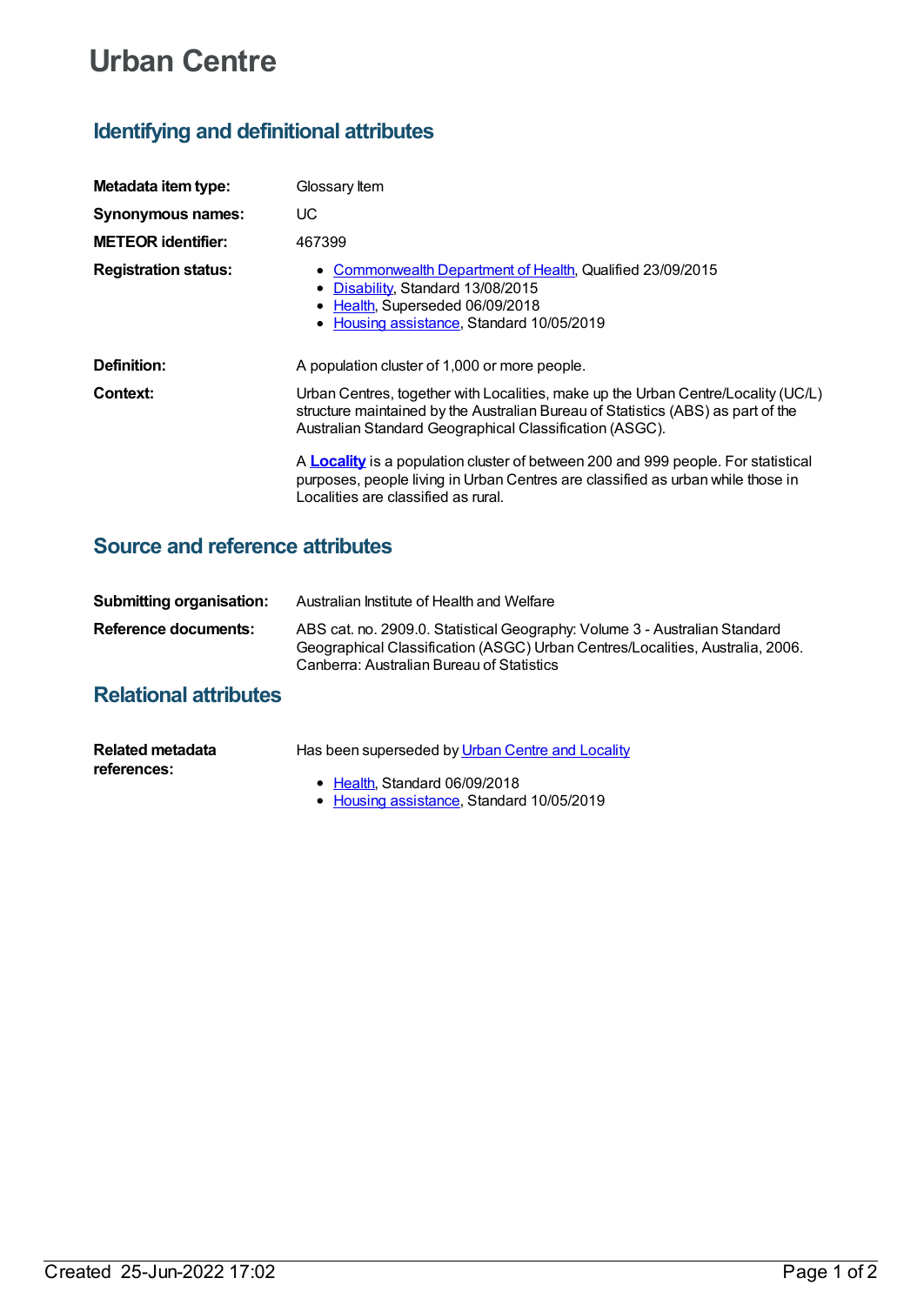# Urban Centre

## Identifying and definitional attributes

**Metadata item type:** Glossary Item

**Synonymous names:** UC

**METEOR identifier:** 467399

**Registration status:**

- Commonwealth Department of Health, Qualified 23/09/2015
- Disability, Standard 13/08/2015
- Health, Superseded 06/09/2018
- Housing assistance, Standard 10/05/2019

**Definition:** A population cluster of 1,000 or more people.

**Context:** Urban Centres, together with Localities, make up the Urban Centre/Locality (UC/L) structure maintained by the Australian Bureau of Statistics (ABS) as part of the Australian Standard Geographical Classification (ASGC).

A **Locality** is a population cluster of between 200 and 999 people. For statistical purposes, people living in Urban Centres are classified as urban while those in Localities are classified as rural.

## Source and reference attributes

**Submitting organisation:** Australian Institute of Health and Welfare

**Reference documents:** ABS cat. no. 2909.0. Statistical Geography: Volume 3 - Australian Standard Geographical Classification (ASGC) Urban Centres/Localities, Australia, 2006. Canberra: Australian Bureau of Statistics

## Relational attributes

**Related metadata references:** Has been superseded by Urban Centre and Locality

- Health, Standard 06/09/2018
- Housing assistance, Standard 10/05/2019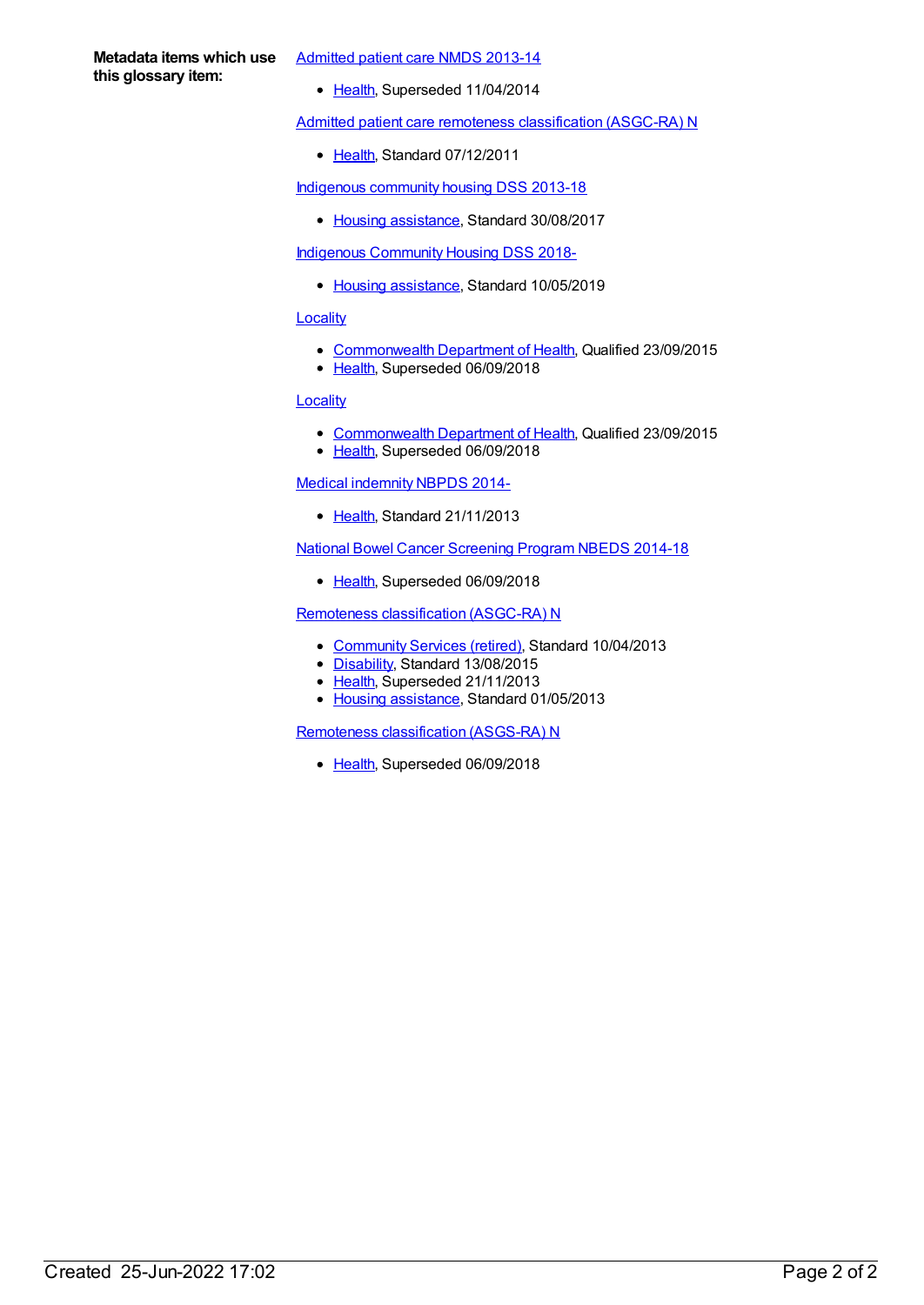**Metadata items which use this glossary item:**

Admitted patient care NMDS 2013-14

- Health, Superseded 11/04/2014

Admitted patient care remoteness classification (ASGC-RA) N

- Health, Standard 07/12/2011

Indigenous community housing DSS 2013-18

- Housing assistance, Standard 30/08/2017

Indigenous Community Housing DSS 2018-

- Housing assistance, Standard 10/05/2019

Locality

- Commonwealth Department of Health, Qualified 23/09/2015
- Health, Superseded 06/09/2018

Locality

- Commonwealth Department of Health, Qualified 23/09/2015
- Health, Superseded 06/09/2018

Medical indemnity NBPDS 2014-

- Health, Standard 21/11/2013

National Bowel Cancer Screening Program NBEDS 2014-18

- Health, Superseded 06/09/2018

Remoteness classification (ASGC-RA) N

- Community Services (retired), Standard 10/04/2013
- Disability, Standard 13/08/2015
- Health, Superseded 21/11/2013
- Housing assistance, Standard 01/05/2013

Remoteness classification (ASGS-RA) N

- Health, Superseded 06/09/2018